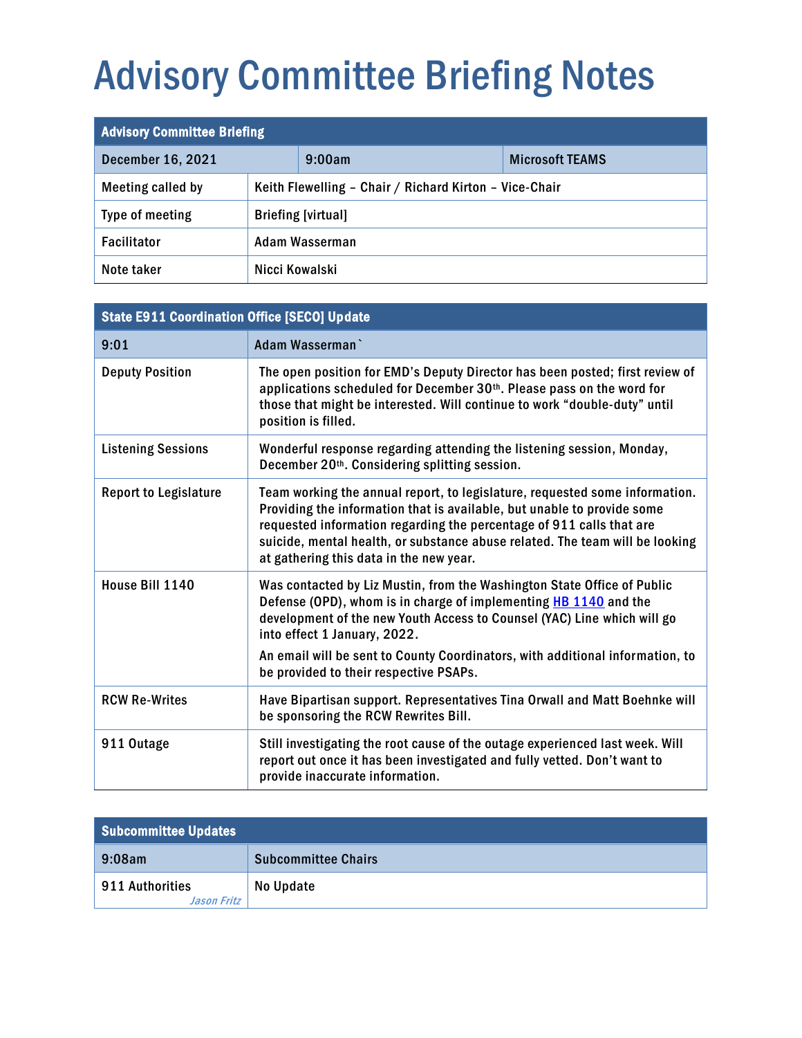# Advisory Committee Briefing Notes

| Advisory Committee Briefing | | |
|---|---|---|
| December 16, 2021 | 9:00am | Microsoft TEAMS |
| Meeting called by | Keith Flewelling – Chair / Richard Kirton – Vice-Chair | |
| Type of meeting | Briefing [virtual] | |
| Facilitator | Adam Wasserman | |
| Note taker | Nicci Kowalski | |

| State E911 Coordination Office [SECO] Update | |
|---|---|
| 9:01 | Adam Wasserman` |
| Deputy Position | The open position for EMD's Deputy Director has been posted; first review of applications scheduled for December 30th. Please pass on the word for those that might be interested. Will continue to work "double-duty" until position is filled. |
| Listening Sessions | Wonderful response regarding attending the listening session, Monday, December 20th. Considering splitting session. |
| Report to Legislature | Team working the annual report, to legislature, requested some information. Providing the information that is available, but unable to provide some requested information regarding the percentage of 911 calls that are suicide, mental health, or substance abuse related. The team will be looking at gathering this data in the new year. |
| House Bill 1140 | Was contacted by Liz Mustin, from the Washington State Office of Public Defense (OPD), whom is in charge of implementing HB 1140 and the development of the new Youth Access to Counsel (YAC) Line which will go into effect 1 January, 2022.<br><br>An email will be sent to County Coordinators, with additional information, to be provided to their respective PSAPs. |
| RCW Re-Writes | Have Bipartisan support. Representatives Tina Orwall and Matt Boehnke will be sponsoring the RCW Rewrites Bill. |
| 911 Outage | Still investigating the root cause of the outage experienced last week. Will report out once it has been investigated and fully vetted. Don't want to provide inaccurate information. |

| Subcommittee Updates | |
|---|---|
| 9:08am | Subcommittee Chairs |
| 911 Authorities<br>*Jason Fritz* | No Update |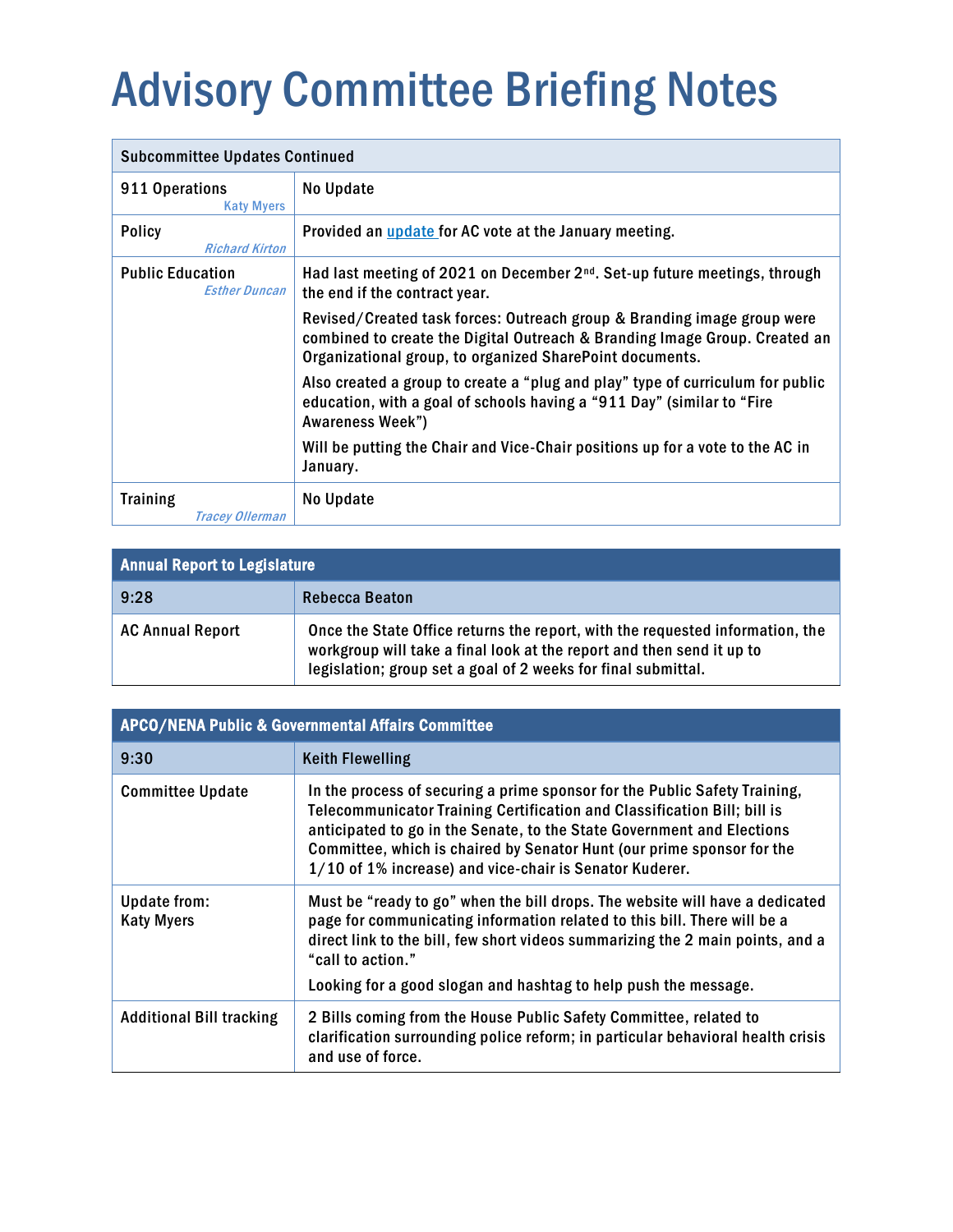# Advisory Committee Briefing Notes

| Subcommittee Updates Continued | |
|---|---|
| 911 Operations *Katy Myers* | No Update |
| Policy *Richard Kirton* | Provided an [update](#) for AC vote at the January meeting. |
| Public Education *Esther Duncan* | Had last meeting of 2021 on December 2nd. Set-up future meetings, through the end if the contract year.<br>Revised/Created task forces: Outreach group & Branding image group were combined to create the Digital Outreach & Branding Image Group. Created an Organizational group, to organized SharePoint documents.<br>Also created a group to create a "plug and play" type of curriculum for public education, with a goal of schools having a "911 Day" (similar to "Fire Awareness Week")<br>Will be putting the Chair and Vice-Chair positions up for a vote to the AC in January. |
| Training *Tracey Ollerman* | No Update |

| Annual Report to Legislature | |
|---|---|
| 9:28 | Rebecca Beaton |
| AC Annual Report | Once the State Office returns the report, with the requested information, the workgroup will take a final look at the report and then send it up to legislation; group set a goal of 2 weeks for final submittal. |

| APCO/NENA Public & Governmental Affairs Committee | |
|---|---|
| 9:30 | Keith Flewelling |
| Committee Update | In the process of securing a prime sponsor for the Public Safety Training, Telecommunicator Training Certification and Classification Bill; bill is anticipated to go in the Senate, to the State Government and Elections Committee, which is chaired by Senator Hunt (our prime sponsor for the 1/10 of 1% increase) and vice-chair is Senator Kuderer. |
| Update from: Katy Myers | Must be "ready to go" when the bill drops. The website will have a dedicated page for communicating information related to this bill. There will be a direct link to the bill, few short videos summarizing the 2 main points, and a "call to action."<br>Looking for a good slogan and hashtag to help push the message. |
| Additional Bill tracking | 2 Bills coming from the House Public Safety Committee, related to clarification surrounding police reform; in particular behavioral health crisis and use of force. |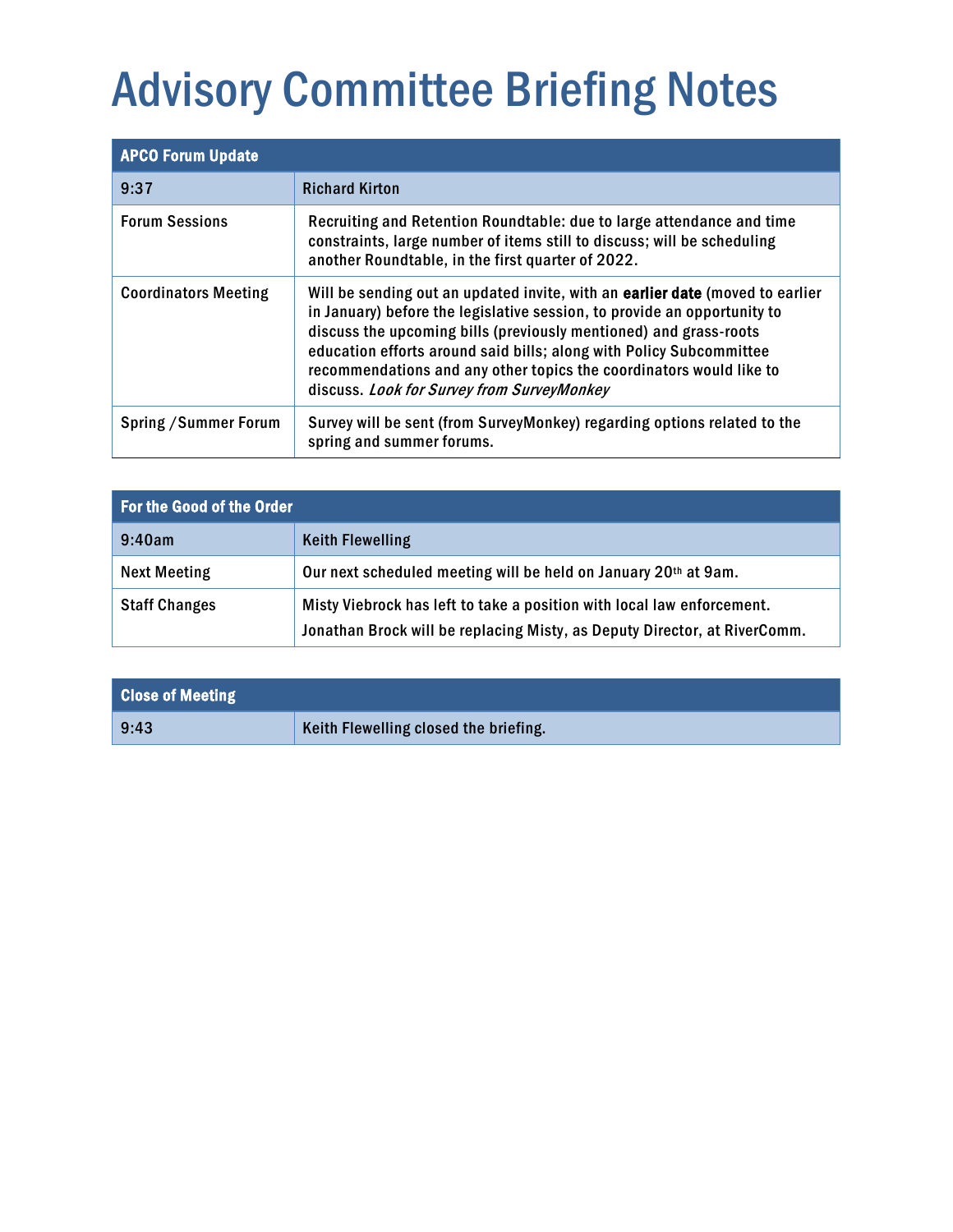# Advisory Committee Briefing Notes

| APCO Forum Update | |
|---|---|
| 9:37 | Richard Kirton |
| Forum Sessions | Recruiting and Retention Roundtable: due to large attendance and time constraints, large number of items still to discuss; will be scheduling another Roundtable, in the first quarter of 2022. |
| Coordinators Meeting | Will be sending out an updated invite, with an **earlier date** (moved to earlier in January) before the legislative session, to provide an opportunity to discuss the upcoming bills (previously mentioned) and grass-roots education efforts around said bills; along with Policy Subcommittee recommendations and any other topics the coordinators would like to discuss. *Look for Survey from SurveyMonkey* |
| Spring /Summer Forum | Survey will be sent (from SurveyMonkey) regarding options related to the spring and summer forums. |

| For the Good of the Order | |
|---|---|
| 9:40am | Keith Flewelling |
| Next Meeting | Our next scheduled meeting will be held on January 20th at 9am. |
| Staff Changes | Misty Viebrock has left to take a position with local law enforcement. Jonathan Brock will be replacing Misty, as Deputy Director, at RiverComm. |

| Close of Meeting | |
|---|---|
| 9:43 | Keith Flewelling closed the briefing. |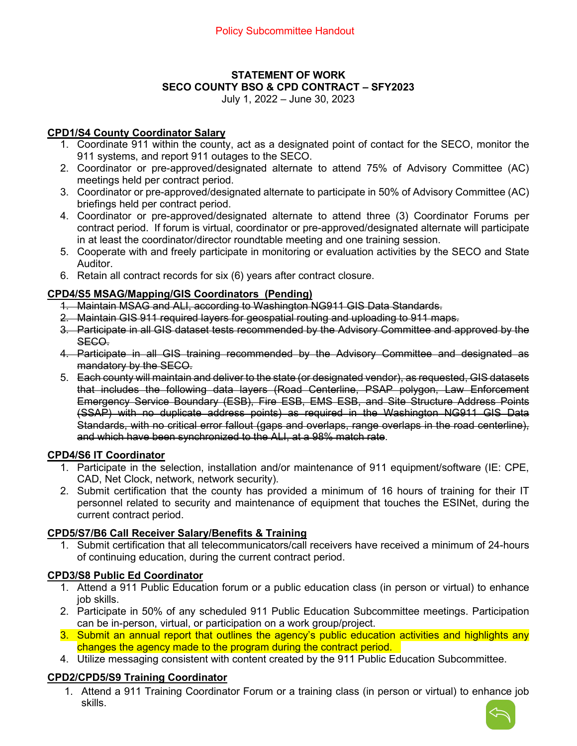Policy Subcommittee Handout

**STATEMENT OF WORK**
**SECO COUNTY BSO & CPD CONTRACT – SFY2023**
July 1, 2022 – June 30, 2023

**CPD1/S4 County Coordinator Salary**

1. Coordinate 911 within the county, act as a designated point of contact for the SECO, monitor the 911 systems, and report 911 outages to the SECO.
2. Coordinator or pre-approved/designated alternate to attend 75% of Advisory Committee (AC) meetings held per contract period.
3. Coordinator or pre-approved/designated alternate to participate in 50% of Advisory Committee (AC) briefings held per contract period.
4. Coordinator or pre-approved/designated alternate to attend three (3) Coordinator Forums per contract period. If forum is virtual, coordinator or pre-approved/designated alternate will participate in at least the coordinator/director roundtable meeting and one training session.
5. Cooperate with and freely participate in monitoring or evaluation activities by the SECO and State Auditor.
6. Retain all contract records for six (6) years after contract closure.

**CPD4/S5 MSAG/Mapping/GIS Coordinators (Pending)**

1. ~~Maintain MSAG and ALI, according to Washington NG911 GIS Data Standards.~~
2. ~~Maintain GIS 911 required layers for geospatial routing and uploading to 911 maps.~~
3. ~~Participate in all GIS dataset tests recommended by the Advisory Committee and approved by the SECO.~~
4. ~~Participate in all GIS training recommended by the Advisory Committee and designated as mandatory by the SECO.~~
5. ~~Each county will maintain and deliver to the state (or designated vendor), as requested, GIS datasets that includes the following data layers (Road Centerline, PSAP polygon, Law Enforcement Emergency Service Boundary (ESB), Fire ESB, EMS ESB, and Site Structure Address Points (SSAP) with no duplicate address points) as required in the Washington NG911 GIS Data Standards, with no critical error fallout (gaps and overlaps, range overlaps in the road centerline), and which have been synchronized to the ALI, at a 98% match rate~~.

**CPD4/S6 IT Coordinator**

1. Participate in the selection, installation and/or maintenance of 911 equipment/software (IE: CPE, CAD, Net Clock, network, network security).
2. Submit certification that the county has provided a minimum of 16 hours of training for their IT personnel related to security and maintenance of equipment that touches the ESINet, during the current contract period.

**CPD5/S7/B6 Call Receiver Salary/Benefits & Training**

1. Submit certification that all telecommunicators/call receivers have received a minimum of 24-hours of continuing education, during the current contract period.

**CPD3/S8 Public Ed Coordinator**

1. Attend a 911 Public Education forum or a public education class (in person or virtual) to enhance job skills.
2. Participate in 50% of any scheduled 911 Public Education Subcommittee meetings. Participation can be in-person, virtual, or participation on a work group/project.
3. Submit an annual report that outlines the agency's public education activities and highlights any changes the agency made to the program during the contract period.
4. Utilize messaging consistent with content created by the 911 Public Education Subcommittee.

**CPD2/CPD5/S9 Training Coordinator**

1. Attend a 911 Training Coordinator Forum or a training class (in person or virtual) to enhance job skills.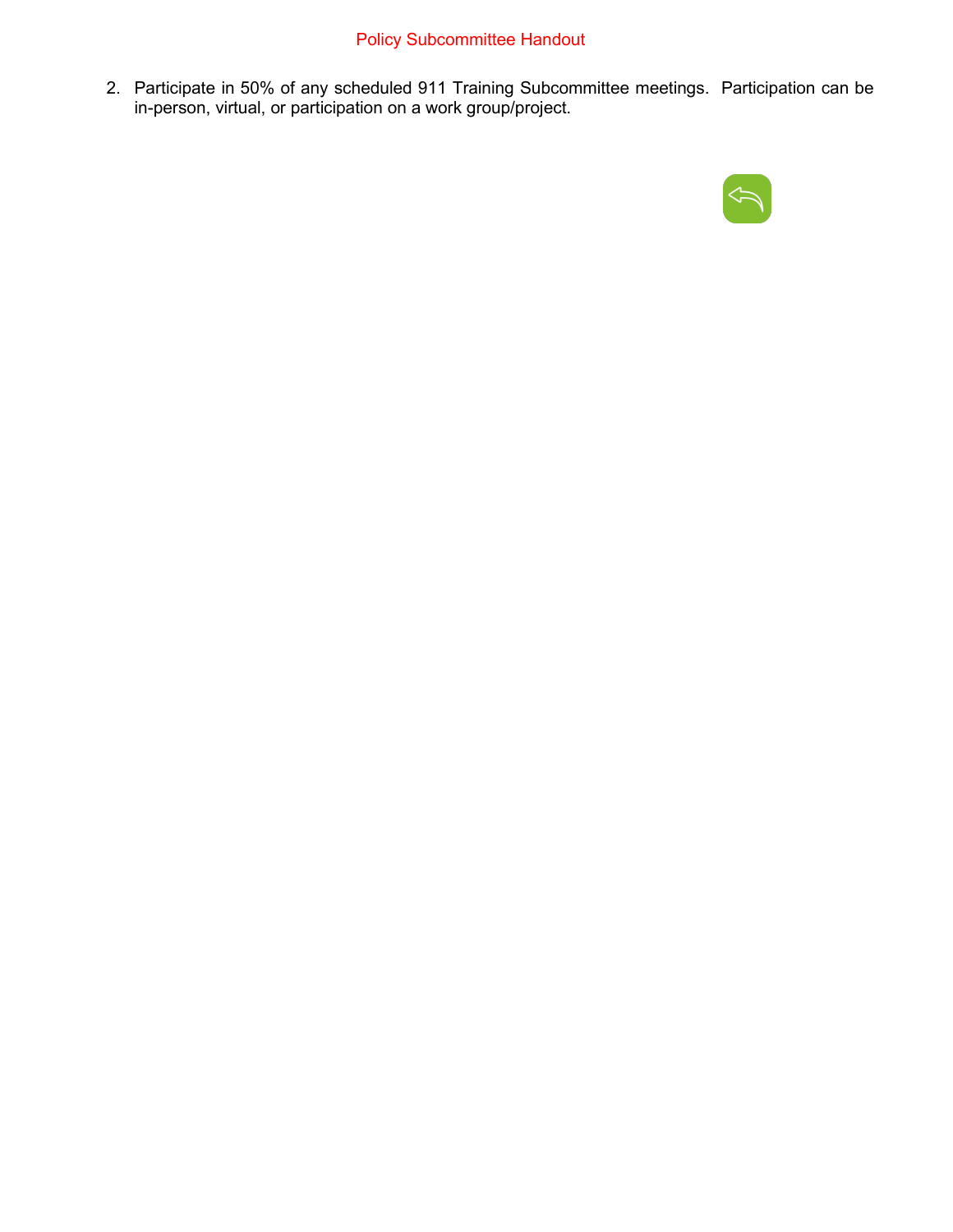2. Participate in 50% of any scheduled 911 Training Subcommittee meetings. Participation can be in-person, virtual, or participation on a work group/project.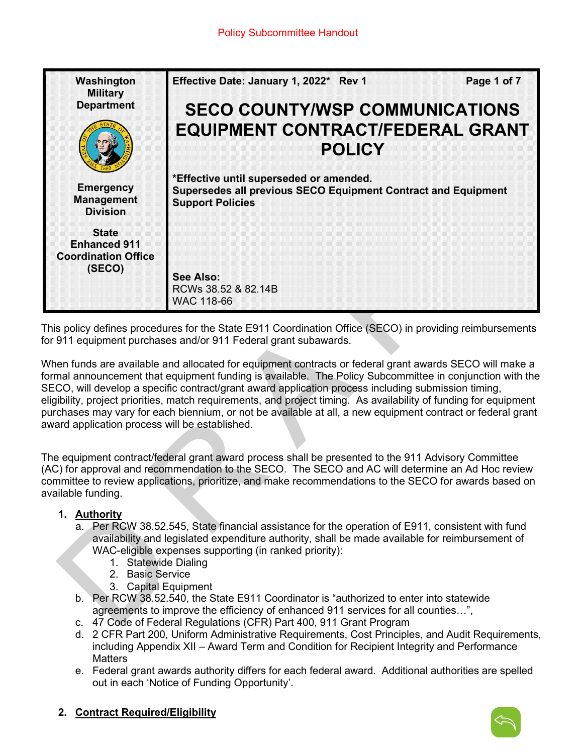Policy Subcommittee Handout

| Washington Military Department<br><br>Emergency Management Division<br><br>State Enhanced 911 Coordination Office (SECO) | **Effective Date: January 1, 2022*   Rev 1**<br><br># SECO COUNTY/WSP COMMUNICATIONS EQUIPMENT CONTRACT/FEDERAL GRANT POLICY<br><br>***Effective until superseded or amended.**<br>**Supersedes all previous SECO Equipment Contract and Equipment Support Policies**<br><br>**See Also:**<br>RCWs 38.52 & 82.14B<br>WAC 118-66 |
|---|---|

This policy defines procedures for the State E911 Coordination Office (SECO) in providing reimbursements for 911 equipment purchases and/or 911 Federal grant subawards.

When funds are available and allocated for equipment contracts or federal grant awards SECO will make a formal announcement that equipment funding is available. The Policy Subcommittee in conjunction with the SECO, will develop a specific contract/grant award application process including submission timing, eligibility, project priorities, match requirements, and project timing. As availability of funding for equipment purchases may vary for each biennium, or not be available at all, a new equipment contract or federal grant award application process will be established.

The equipment contract/federal grant award process shall be presented to the 911 Advisory Committee (AC) for approval and recommendation to the SECO. The SECO and AC will determine an Ad Hoc review committee to review applications, prioritize, and make recommendations to the SECO for awards based on available funding.

1. **Authority**
   a. Per RCW 38.52.545, State financial assistance for the operation of E911, consistent with fund availability and legislated expenditure authority, shall be made available for reimbursement of WAC-eligible expenses supporting (in ranked priority):
      1. Statewide Dialing
      2. Basic Service
      3. Capital Equipment
   b. Per RCW 38.52.540, the State E911 Coordinator is "authorized to enter into statewide agreements to improve the efficiency of enhanced 911 services for all counties…",
   c. 47 Code of Federal Regulations (CFR) Part 400, 911 Grant Program
   d. 2 CFR Part 200, Uniform Administrative Requirements, Cost Principles, and Audit Requirements, including Appendix XII – Award Term and Condition for Recipient Integrity and Performance Matters
   e. Federal grant awards authority differs for each federal award. Additional authorities are spelled out in each 'Notice of Funding Opportunity'.

2. **Contract Required/Eligibility**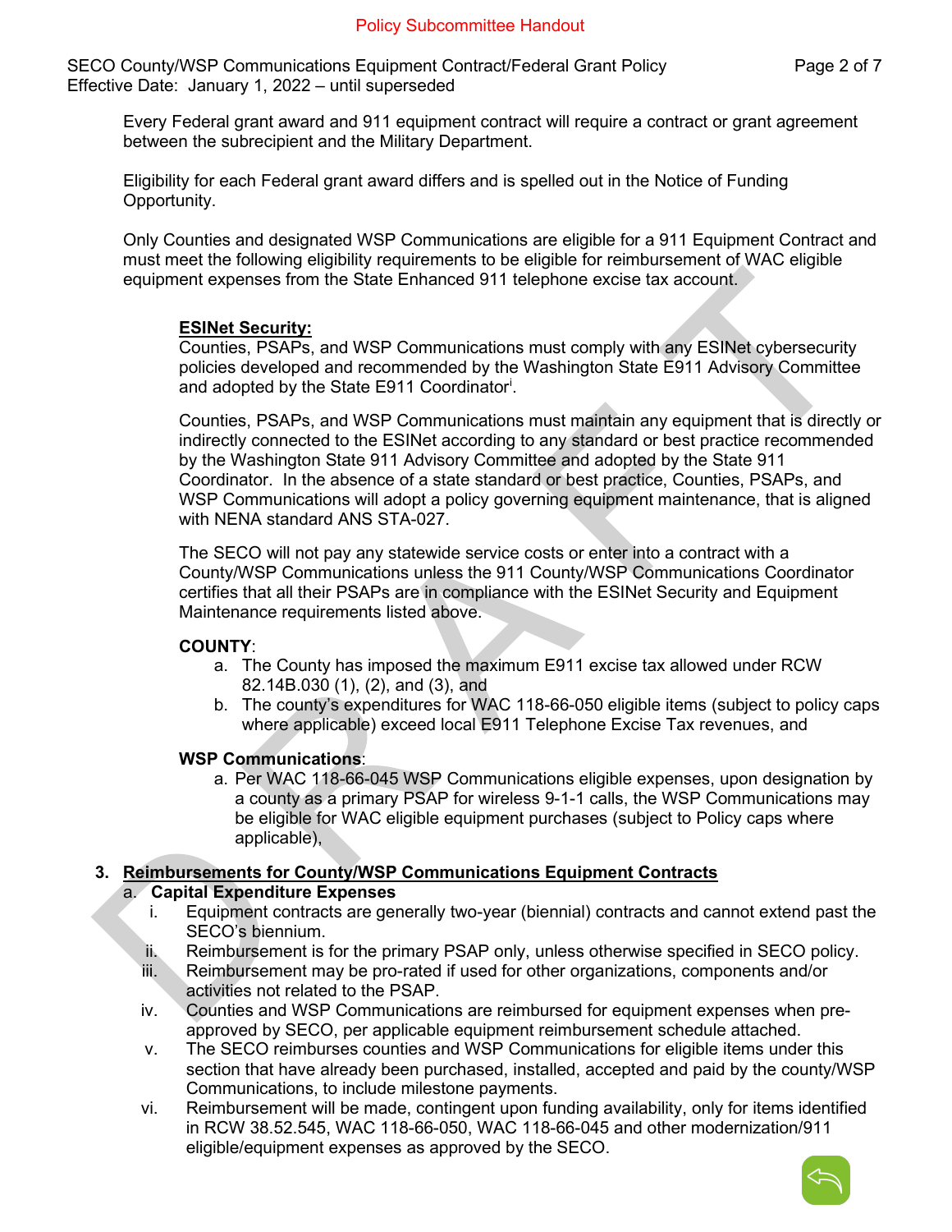Every Federal grant award and 911 equipment contract will require a contract or grant agreement between the subrecipient and the Military Department.

Eligibility for each Federal grant award differs and is spelled out in the Notice of Funding Opportunity.

Only Counties and designated WSP Communications are eligible for a 911 Equipment Contract and must meet the following eligibility requirements to be eligible for reimbursement of WAC eligible equipment expenses from the State Enhanced 911 telephone excise tax account.

**ESINet Security:**

Counties, PSAPs, and WSP Communications must comply with any ESINet cybersecurity policies developed and recommended by the Washington State E911 Advisory Committee and adopted by the State E911 Coordinator[i].

Counties, PSAPs, and WSP Communications must maintain any equipment that is directly or indirectly connected to the ESINet according to any standard or best practice recommended by the Washington State 911 Advisory Committee and adopted by the State 911 Coordinator. In the absence of a state standard or best practice, Counties, PSAPs, and WSP Communications will adopt a policy governing equipment maintenance, that is aligned with NENA standard ANS STA-027.

The SECO will not pay any statewide service costs or enter into a contract with a County/WSP Communications unless the 911 County/WSP Communications Coordinator certifies that all their PSAPs are in compliance with the ESINet Security and Equipment Maintenance requirements listed above.

**COUNTY**:

a. The County has imposed the maximum E911 excise tax allowed under RCW 82.14B.030 (1), (2), and (3), and
b. The county's expenditures for WAC 118-66-050 eligible items (subject to policy caps where applicable) exceed local E911 Telephone Excise Tax revenues, and

**WSP Communications**:

a. Per WAC 118-66-045 WSP Communications eligible expenses, upon designation by a county as a primary PSAP for wireless 9-1-1 calls, the WSP Communications may be eligible for WAC eligible equipment purchases (subject to Policy caps where applicable),

## 3. Reimbursements for County/WSP Communications Equipment Contracts

### a. Capital Expenditure Expenses

i. Equipment contracts are generally two-year (biennial) contracts and cannot extend past the SECO's biennium.

ii. Reimbursement is for the primary PSAP only, unless otherwise specified in SECO policy.

iii. Reimbursement may be pro-rated if used for other organizations, components and/or activities not related to the PSAP.

iv. Counties and WSP Communications are reimbursed for equipment expenses when pre-approved by SECO, per applicable equipment reimbursement schedule attached.

v. The SECO reimburses counties and WSP Communications for eligible items under this section that have already been purchased, installed, accepted and paid by the county/WSP Communications, to include milestone payments.

vi. Reimbursement will be made, contingent upon funding availability, only for items identified in RCW 38.52.545, WAC 118-66-050, WAC 118-66-045 and other modernization/911 eligible/equipment expenses as approved by the SECO.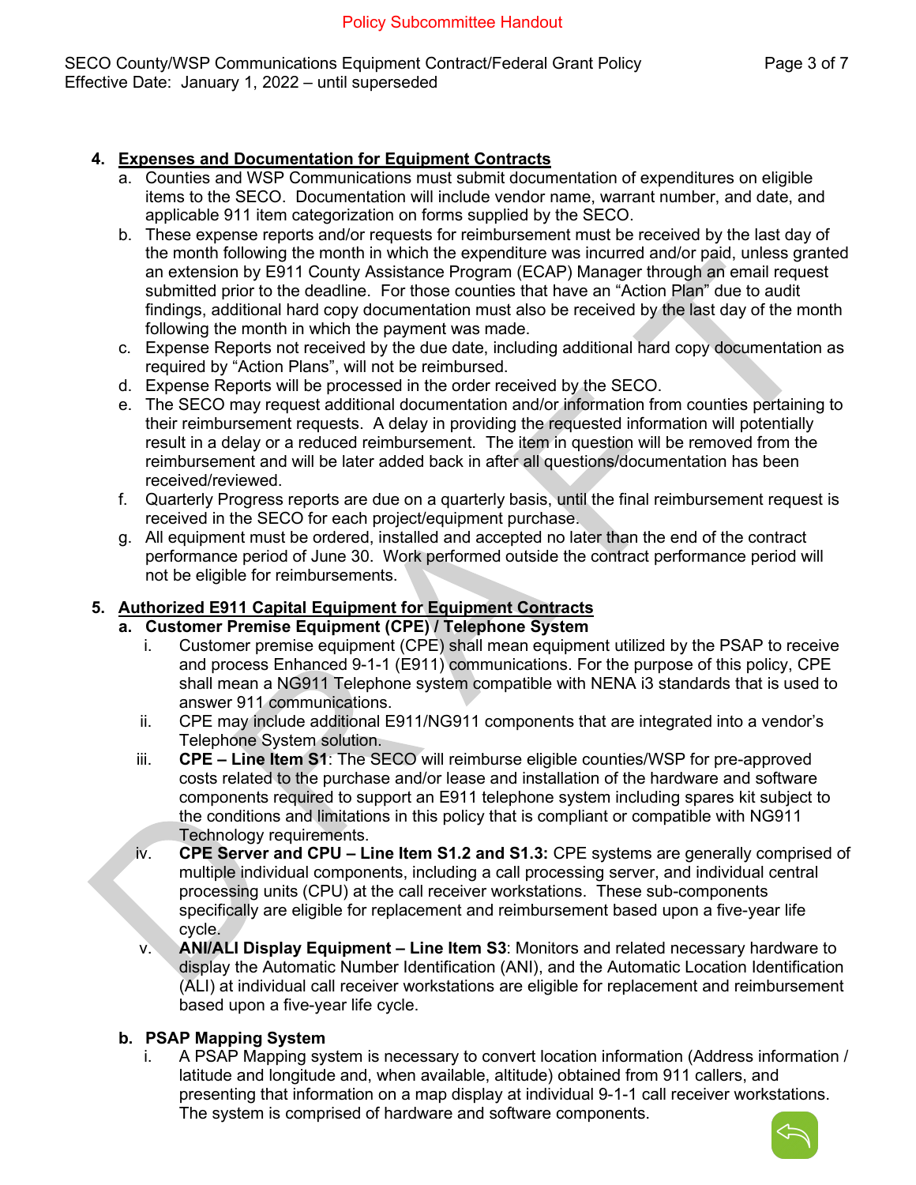## 4. Expenses and Documentation for Equipment Contracts

a. Counties and WSP Communications must submit documentation of expenditures on eligible items to the SECO. Documentation will include vendor name, warrant number, and date, and applicable 911 item categorization on forms supplied by the SECO.

b. These expense reports and/or requests for reimbursement must be received by the last day of the month following the month in which the expenditure was incurred and/or paid, unless granted an extension by E911 County Assistance Program (ECAP) Manager through an email request submitted prior to the deadline. For those counties that have an "Action Plan" due to audit findings, additional hard copy documentation must also be received by the last day of the month following the month in which the payment was made.

c. Expense Reports not received by the due date, including additional hard copy documentation as required by "Action Plans", will not be reimbursed.

d. Expense Reports will be processed in the order received by the SECO.

e. The SECO may request additional documentation and/or information from counties pertaining to their reimbursement requests. A delay in providing the requested information will potentially result in a delay or a reduced reimbursement. The item in question will be removed from the reimbursement and will be later added back in after all questions/documentation has been received/reviewed.

f. Quarterly Progress reports are due on a quarterly basis, until the final reimbursement request is received in the SECO for each project/equipment purchase.

g. All equipment must be ordered, installed and accepted no later than the end of the contract performance period of June 30. Work performed outside the contract performance period will not be eligible for reimbursements.

## 5. Authorized E911 Capital Equipment for Equipment Contracts

### a. Customer Premise Equipment (CPE) / Telephone System

i. Customer premise equipment (CPE) shall mean equipment utilized by the PSAP to receive and process Enhanced 9-1-1 (E911) communications. For the purpose of this policy, CPE shall mean a NG911 Telephone system compatible with NENA i3 standards that is used to answer 911 communications.

ii. CPE may include additional E911/NG911 components that are integrated into a vendor's Telephone System solution.

iii. **CPE – Line Item S1**: The SECO will reimburse eligible counties/WSP for pre-approved costs related to the purchase and/or lease and installation of the hardware and software components required to support an E911 telephone system including spares kit subject to the conditions and limitations in this policy that is compliant or compatible with NG911 Technology requirements.

iv. **CPE Server and CPU – Line Item S1.2 and S1.3:** CPE systems are generally comprised of multiple individual components, including a call processing server, and individual central processing units (CPU) at the call receiver workstations. These sub-components specifically are eligible for replacement and reimbursement based upon a five-year life cycle.

v. **ANI/ALI Display Equipment – Line Item S3**: Monitors and related necessary hardware to display the Automatic Number Identification (ANI), and the Automatic Location Identification (ALI) at individual call receiver workstations are eligible for replacement and reimbursement based upon a five-year life cycle.

### b. PSAP Mapping System

i. A PSAP Mapping system is necessary to convert location information (Address information / latitude and longitude and, when available, altitude) obtained from 911 callers, and presenting that information on a map display at individual 9-1-1 call receiver workstations. The system is comprised of hardware and software components.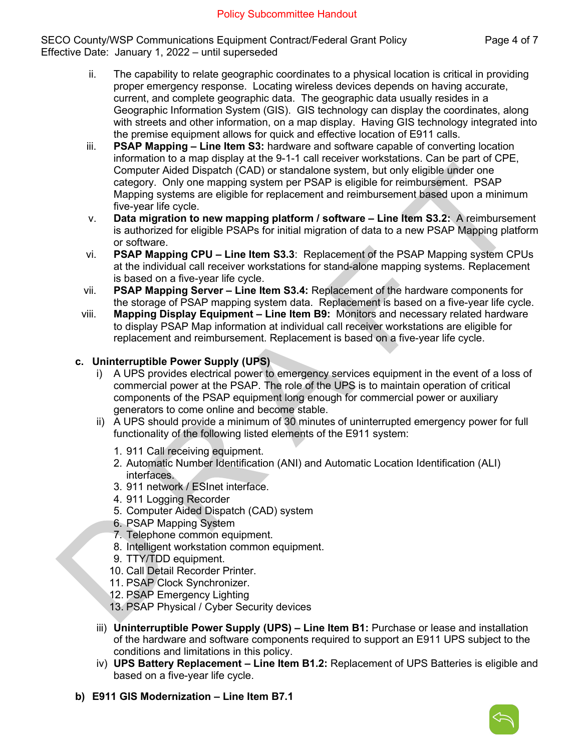Policy Subcommittee Handout

ii. The capability to relate geographic coordinates to a physical location is critical in providing proper emergency response. Locating wireless devices depends on having accurate, current, and complete geographic data. The geographic data usually resides in a Geographic Information System (GIS). GIS technology can display the coordinates, along with streets and other information, on a map display. Having GIS technology integrated into the premise equipment allows for quick and effective location of E911 calls.

iii. **PSAP Mapping – Line Item S3:** hardware and software capable of converting location information to a map display at the 9-1-1 call receiver workstations. Can be part of CPE, Computer Aided Dispatch (CAD) or standalone system, but only eligible under one category. Only one mapping system per PSAP is eligible for reimbursement. PSAP Mapping systems are eligible for replacement and reimbursement based upon a minimum five-year life cycle.

v. **Data migration to new mapping platform / software – Line Item S3.2:** A reimbursement is authorized for eligible PSAPs for initial migration of data to a new PSAP Mapping platform or software.

vi. **PSAP Mapping CPU – Line Item S3.3**: Replacement of the PSAP Mapping system CPUs at the individual call receiver workstations for stand-alone mapping systems. Replacement is based on a five-year life cycle.

vii. **PSAP Mapping Server – Line Item S3.4:** Replacement of the hardware components for the storage of PSAP mapping system data. Replacement is based on a five-year life cycle.

viii. **Mapping Display Equipment – Line Item B9:** Monitors and necessary related hardware to display PSAP Map information at individual call receiver workstations are eligible for replacement and reimbursement. Replacement is based on a five-year life cycle.

**c. Uninterruptible Power Supply (UPS)**

i) A UPS provides electrical power to emergency services equipment in the event of a loss of commercial power at the PSAP. The role of the UPS is to maintain operation of critical components of the PSAP equipment long enough for commercial power or auxiliary generators to come online and become stable.

ii) A UPS should provide a minimum of 30 minutes of uninterrupted emergency power for full functionality of the following listed elements of the E911 system:

1. 911 Call receiving equipment.
2. Automatic Number Identification (ANI) and Automatic Location Identification (ALI) interfaces.
3. 911 network / ESInet interface.
4. 911 Logging Recorder
5. Computer Aided Dispatch (CAD) system
6. PSAP Mapping System
7. Telephone common equipment.
8. Intelligent workstation common equipment.
9. TTY/TDD equipment.
10. Call Detail Recorder Printer.
11. PSAP Clock Synchronizer.
12. PSAP Emergency Lighting
13. PSAP Physical / Cyber Security devices

iii) **Uninterruptible Power Supply (UPS) – Line Item B1:** Purchase or lease and installation of the hardware and software components required to support an E911 UPS subject to the conditions and limitations in this policy.

iv) **UPS Battery Replacement – Line Item B1.2:** Replacement of UPS Batteries is eligible and based on a five-year life cycle.

**b) E911 GIS Modernization – Line Item B7.1**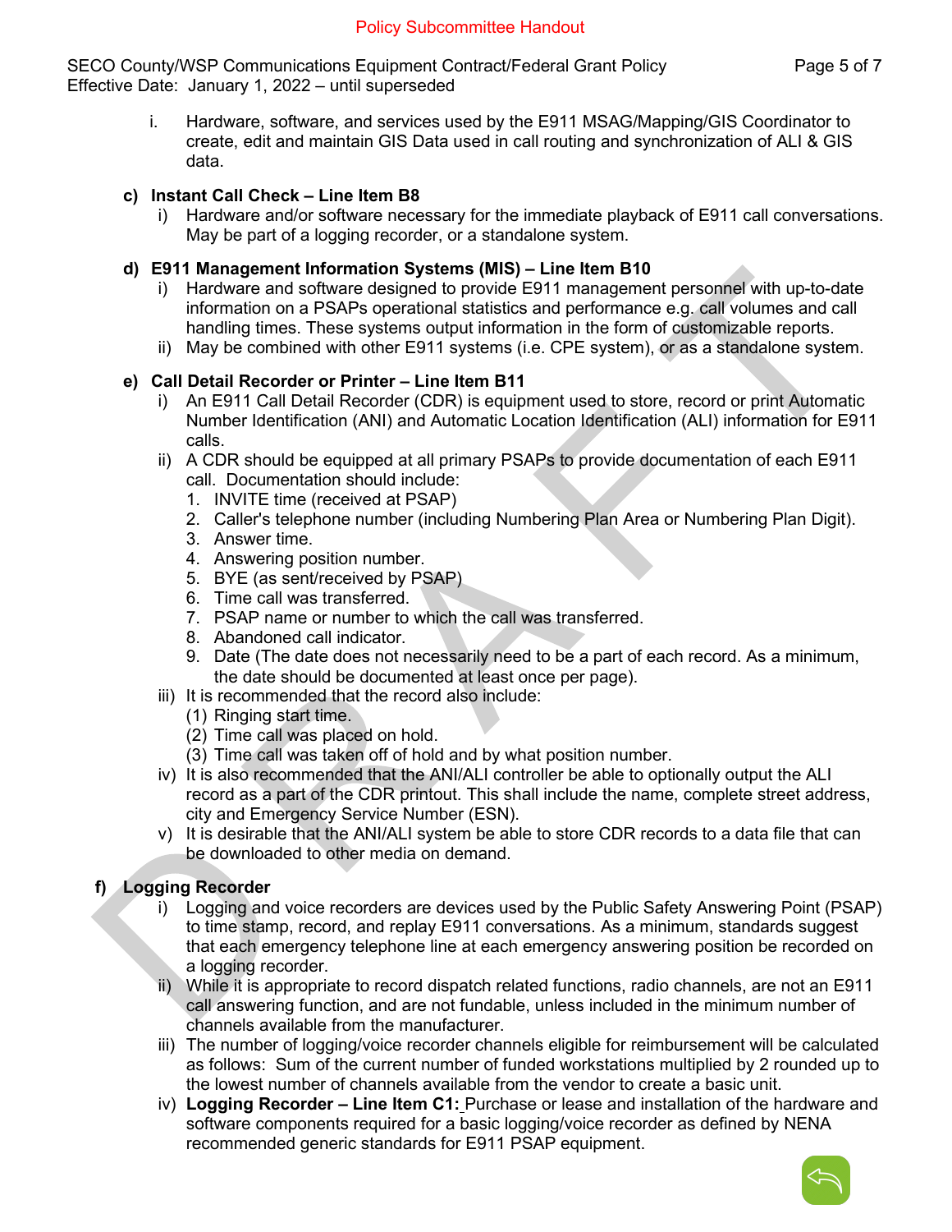i. Hardware, software, and services used by the E911 MSAG/Mapping/GIS Coordinator to create, edit and maintain GIS Data used in call routing and synchronization of ALI & GIS data.

**c) Instant Call Check – Line Item B8**

i) Hardware and/or software necessary for the immediate playback of E911 call conversations. May be part of a logging recorder, or a standalone system.

**d) E911 Management Information Systems (MIS) – Line Item B10**

i) Hardware and software designed to provide E911 management personnel with up-to-date information on a PSAPs operational statistics and performance e.g. call volumes and call handling times. These systems output information in the form of customizable reports.

ii) May be combined with other E911 systems (i.e. CPE system), or as a standalone system.

**e) Call Detail Recorder or Printer – Line Item B11**

i) An E911 Call Detail Recorder (CDR) is equipment used to store, record or print Automatic Number Identification (ANI) and Automatic Location Identification (ALI) information for E911 calls.

ii) A CDR should be equipped at all primary PSAPs to provide documentation of each E911 call. Documentation should include:

1. INVITE time (received at PSAP)
2. Caller's telephone number (including Numbering Plan Area or Numbering Plan Digit).
3. Answer time.
4. Answering position number.
5. BYE (as sent/received by PSAP)
6. Time call was transferred.
7. PSAP name or number to which the call was transferred.
8. Abandoned call indicator.
9. Date (The date does not necessarily need to be a part of each record. As a minimum, the date should be documented at least once per page).

iii) It is recommended that the record also include:

(1) Ringing start time.
(2) Time call was placed on hold.
(3) Time call was taken off of hold and by what position number.

iv) It is also recommended that the ANI/ALI controller be able to optionally output the ALI record as a part of the CDR printout. This shall include the name, complete street address, city and Emergency Service Number (ESN).

v) It is desirable that the ANI/ALI system be able to store CDR records to a data file that can be downloaded to other media on demand.

**f) Logging Recorder**

i) Logging and voice recorders are devices used by the Public Safety Answering Point (PSAP) to time stamp, record, and replay E911 conversations. As a minimum, standards suggest that each emergency telephone line at each emergency answering position be recorded on a logging recorder.

ii) While it is appropriate to record dispatch related functions, radio channels, are not an E911 call answering function, and are not fundable, unless included in the minimum number of channels available from the manufacturer.

iii) The number of logging/voice recorder channels eligible for reimbursement will be calculated as follows: Sum of the current number of funded workstations multiplied by 2 rounded up to the lowest number of channels available from the vendor to create a basic unit.

iv) **Logging Recorder – Line Item C1:** Purchase or lease and installation of the hardware and software components required for a basic logging/voice recorder as defined by NENA recommended generic standards for E911 PSAP equipment.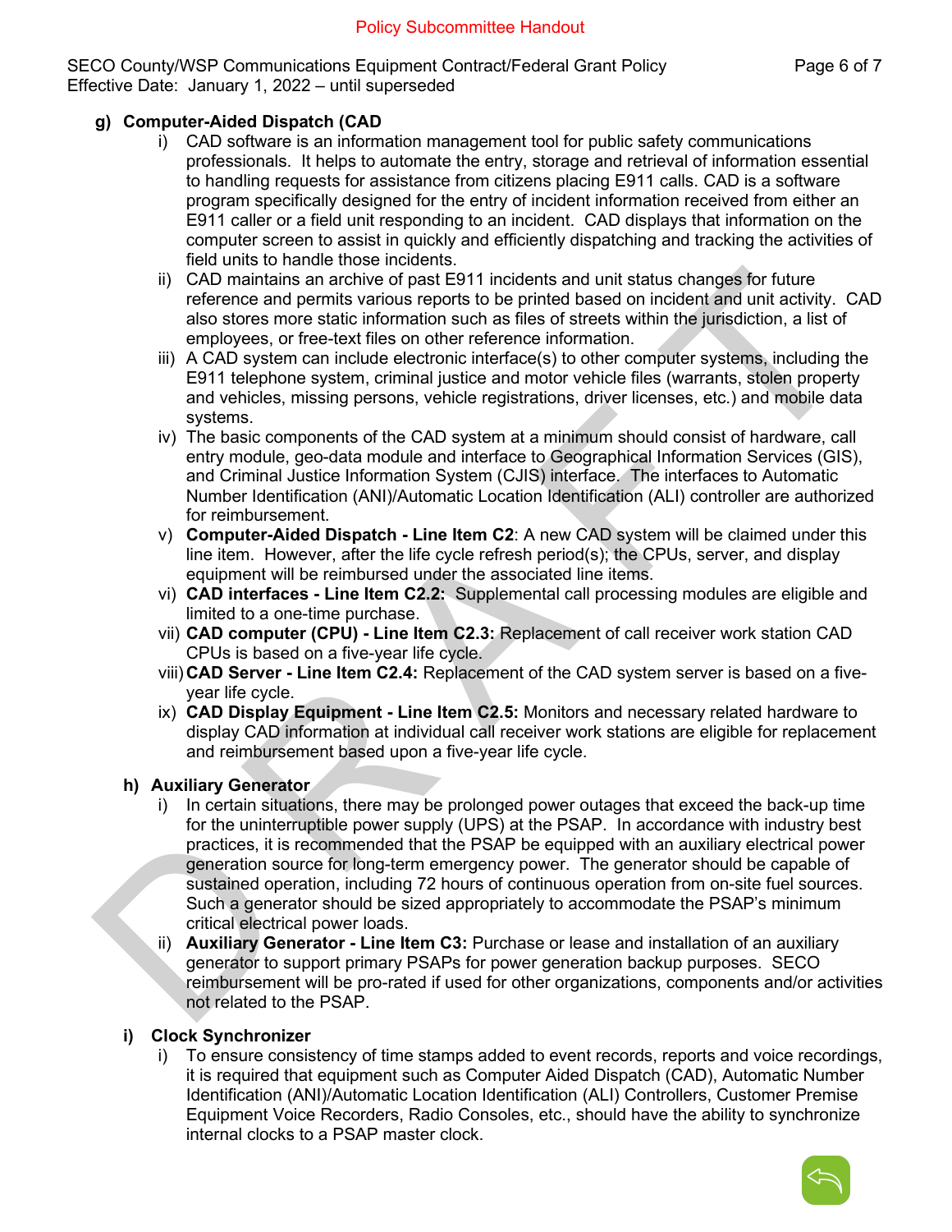### g) Computer-Aided Dispatch (CAD

i) CAD software is an information management tool for public safety communications professionals. It helps to automate the entry, storage and retrieval of information essential to handling requests for assistance from citizens placing E911 calls. CAD is a software program specifically designed for the entry of incident information received from either an E911 caller or a field unit responding to an incident. CAD displays that information on the computer screen to assist in quickly and efficiently dispatching and tracking the activities of field units to handle those incidents.

ii) CAD maintains an archive of past E911 incidents and unit status changes for future reference and permits various reports to be printed based on incident and unit activity. CAD also stores more static information such as files of streets within the jurisdiction, a list of employees, or free-text files on other reference information.

iii) A CAD system can include electronic interface(s) to other computer systems, including the E911 telephone system, criminal justice and motor vehicle files (warrants, stolen property and vehicles, missing persons, vehicle registrations, driver licenses, etc.) and mobile data systems.

iv) The basic components of the CAD system at a minimum should consist of hardware, call entry module, geo-data module and interface to Geographical Information Services (GIS), and Criminal Justice Information System (CJIS) interface. The interfaces to Automatic Number Identification (ANI)/Automatic Location Identification (ALI) controller are authorized for reimbursement.

v) **Computer-Aided Dispatch - Line Item C2**: A new CAD system will be claimed under this line item. However, after the life cycle refresh period(s); the CPUs, server, and display equipment will be reimbursed under the associated line items.

vi) **CAD interfaces - Line Item C2.2:** Supplemental call processing modules are eligible and limited to a one-time purchase.

vii) **CAD computer (CPU) - Line Item C2.3:** Replacement of call receiver work station CAD CPUs is based on a five-year life cycle.

viii) **CAD Server - Line Item C2.4:** Replacement of the CAD system server is based on a five-year life cycle.

ix) **CAD Display Equipment - Line Item C2.5:** Monitors and necessary related hardware to display CAD information at individual call receiver work stations are eligible for replacement and reimbursement based upon a five-year life cycle.

### h) Auxiliary Generator

i) In certain situations, there may be prolonged power outages that exceed the back-up time for the uninterruptible power supply (UPS) at the PSAP. In accordance with industry best practices, it is recommended that the PSAP be equipped with an auxiliary electrical power generation source for long-term emergency power. The generator should be capable of sustained operation, including 72 hours of continuous operation from on-site fuel sources. Such a generator should be sized appropriately to accommodate the PSAP's minimum critical electrical power loads.

ii) **Auxiliary Generator - Line Item C3:** Purchase or lease and installation of an auxiliary generator to support primary PSAPs for power generation backup purposes. SECO reimbursement will be pro-rated if used for other organizations, components and/or activities not related to the PSAP.

### i) Clock Synchronizer

i) To ensure consistency of time stamps added to event records, reports and voice recordings, it is required that equipment such as Computer Aided Dispatch (CAD), Automatic Number Identification (ANI)/Automatic Location Identification (ALI) Controllers, Customer Premise Equipment Voice Recorders, Radio Consoles, etc., should have the ability to synchronize internal clocks to a PSAP master clock.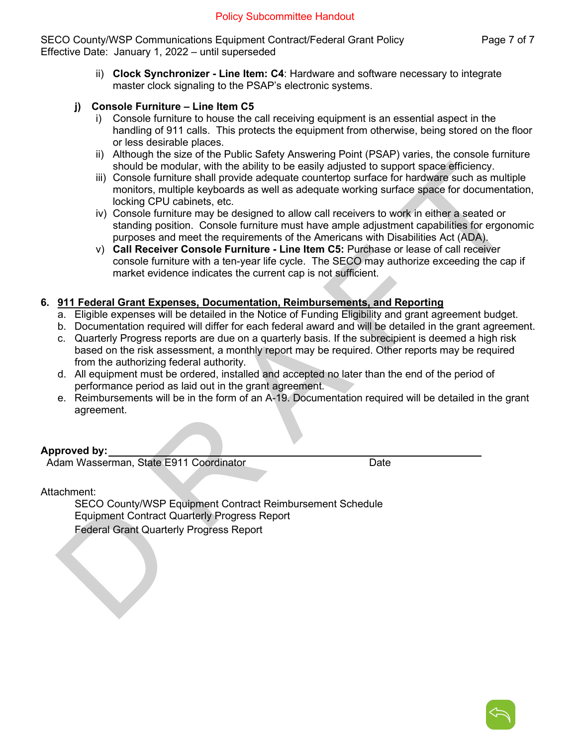Policy Subcommittee Handout

ii) **Clock Synchronizer - Line Item: C4**: Hardware and software necessary to integrate master clock signaling to the PSAP's electronic systems.

**j) Console Furniture – Line Item C5**

i) Console furniture to house the call receiving equipment is an essential aspect in the handling of 911 calls. This protects the equipment from otherwise, being stored on the floor or less desirable places.

ii) Although the size of the Public Safety Answering Point (PSAP) varies, the console furniture should be modular, with the ability to be easily adjusted to support space efficiency.

iii) Console furniture shall provide adequate countertop surface for hardware such as multiple monitors, multiple keyboards as well as adequate working surface space for documentation, locking CPU cabinets, etc.

iv) Console furniture may be designed to allow call receivers to work in either a seated or standing position. Console furniture must have ample adjustment capabilities for ergonomic purposes and meet the requirements of the Americans with Disabilities Act (ADA).

v) **Call Receiver Console Furniture - Line Item C5:** Purchase or lease of call receiver console furniture with a ten-year life cycle. The SECO may authorize exceeding the cap if market evidence indicates the current cap is not sufficient.

## 6. 911 Federal Grant Expenses, Documentation, Reimbursements, and Reporting

a. Eligible expenses will be detailed in the Notice of Funding Eligibility and grant agreement budget.

b. Documentation required will differ for each federal award and will be detailed in the grant agreement.

c. Quarterly Progress reports are due on a quarterly basis. If the subrecipient is deemed a high risk based on the risk assessment, a monthly report may be required. Other reports may be required from the authorizing federal authority.

d. All equipment must be ordered, installed and accepted no later than the end of the period of performance period as laid out in the grant agreement.

e. Reimbursements will be in the form of an A-19. Documentation required will be detailed in the grant agreement.

**Approved by:** ______________________________________________

Adam Wasserman, State E911 Coordinator     Date

Attachment:

SECO County/WSP Equipment Contract Reimbursement Schedule
Equipment Contract Quarterly Progress Report
Federal Grant Quarterly Progress Report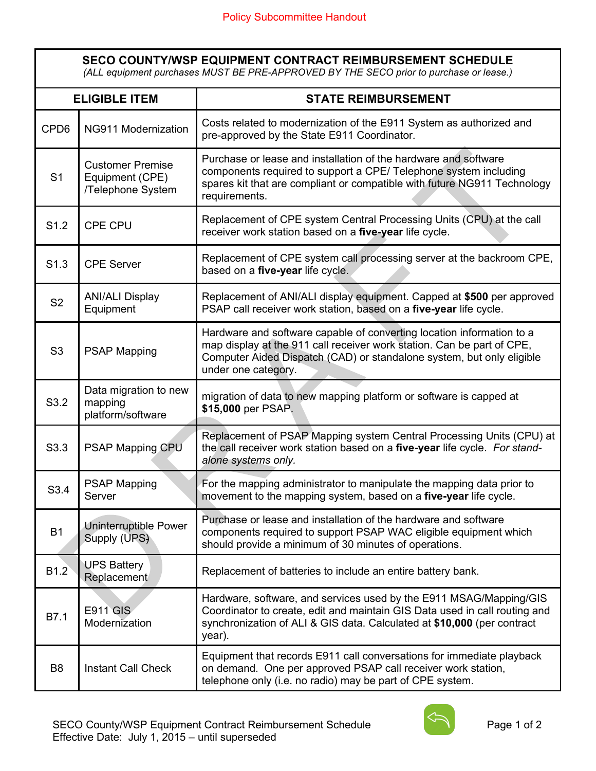Policy Subcommittee Handout

| SECO COUNTY/WSP EQUIPMENT CONTRACT REIMBURSEMENT SCHEDULE<br>*(ALL equipment purchases MUST BE PRE-APPROVED BY THE SECO prior to purchase or lease.)* | | |
|---|---|---|
| **ELIGIBLE ITEM** | | **STATE REIMBURSEMENT** |
| CPD6 | NG911 Modernization | Costs related to modernization of the E911 System as authorized and pre-approved by the State E911 Coordinator. |
| S1 | Customer Premise Equipment (CPE) /Telephone System | Purchase or lease and installation of the hardware and software components required to support a CPE/ Telephone system including spares kit that are compliant or compatible with future NG911 Technology requirements. |
| S1.2 | CPE CPU | Replacement of CPE system Central Processing Units (CPU) at the call receiver work station based on a **five-year** life cycle. |
| S1.3 | CPE Server | Replacement of CPE system call processing server at the backroom CPE, based on a **five-year** life cycle. |
| S2 | ANI/ALI Display Equipment | Replacement of ANI/ALI display equipment. Capped at **$500** per approved PSAP call receiver work station, based on a **five-year** life cycle. |
| S3 | PSAP Mapping | Hardware and software capable of converting location information to a map display at the 911 call receiver work station. Can be part of CPE, Computer Aided Dispatch (CAD) or standalone system, but only eligible under one category. |
| S3.2 | Data migration to new mapping platform/software | migration of data to new mapping platform or software is capped at **$15,000** per PSAP. |
| S3.3 | PSAP Mapping CPU | Replacement of PSAP Mapping system Central Processing Units (CPU) at the call receiver work station based on a **five-year** life cycle. *For stand-alone systems only.* |
| S3.4 | PSAP Mapping Server | For the mapping administrator to manipulate the mapping data prior to movement to the mapping system, based on a **five-year** life cycle. |
| B1 | Uninterruptible Power Supply (UPS) | Purchase or lease and installation of the hardware and software components required to support PSAP WAC eligible equipment which should provide a minimum of 30 minutes of operations. |
| B1.2 | UPS Battery Replacement | Replacement of batteries to include an entire battery bank. |
| B7.1 | E911 GIS Modernization | Hardware, software, and services used by the E911 MSAG/Mapping/GIS Coordinator to create, edit and maintain GIS Data used in call routing and synchronization of ALI & GIS data. Calculated at **$10,000** (per contract year). |
| B8 | Instant Call Check | Equipment that records E911 call conversations for immediate playback on demand. One per approved PSAP call receiver work station, telephone only (i.e. no radio) may be part of CPE system. |

SECO County/WSP Equipment Contract Reimbursement Schedule
Effective Date: July 1, 2015 – until superseded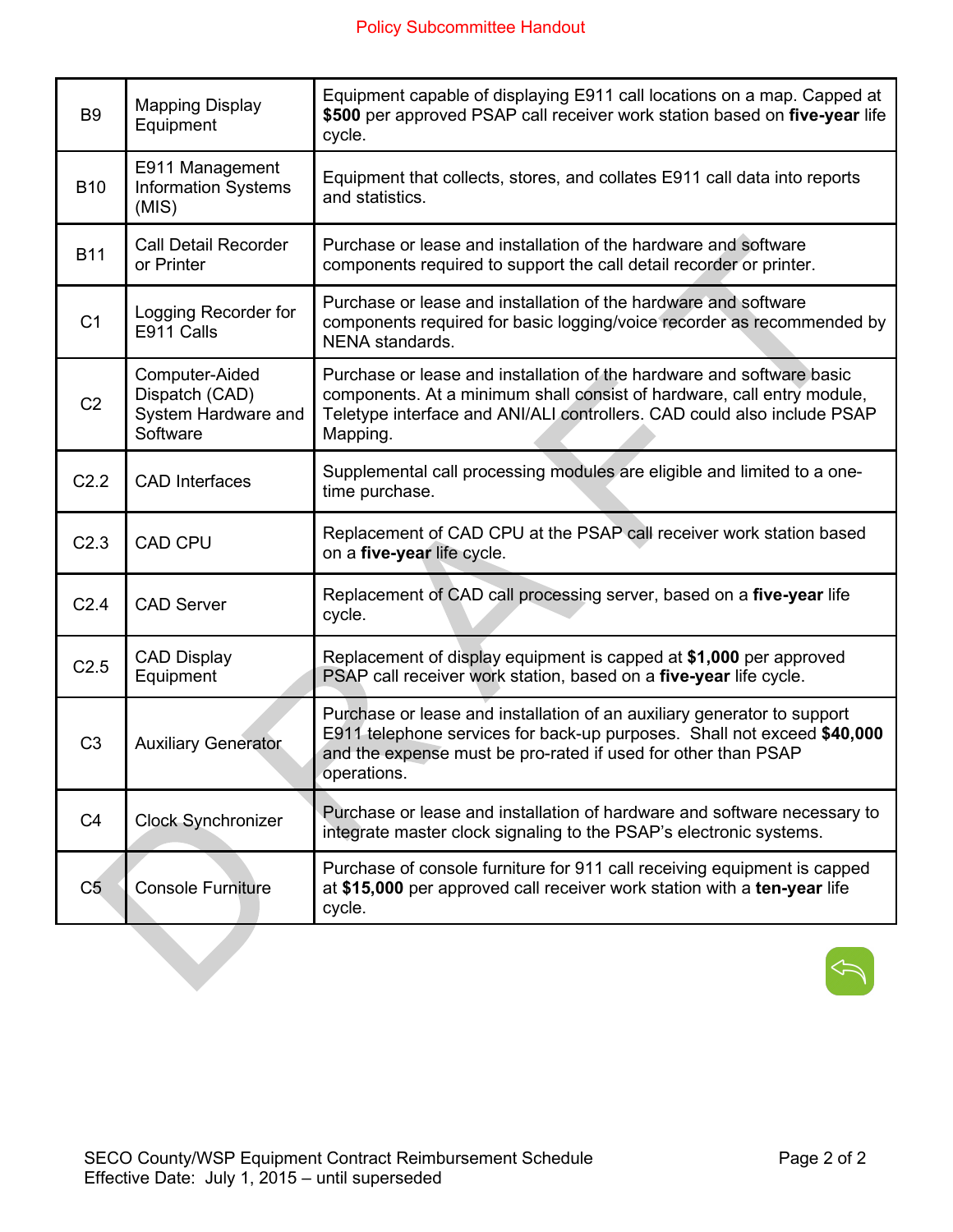Policy Subcommittee Handout

| | | |
|---|---|---|
| B9 | Mapping Display Equipment | Equipment capable of displaying E911 call locations on a map. Capped at **$500** per approved PSAP call receiver work station based on **five-year** life cycle. |
| B10 | E911 Management Information Systems (MIS) | Equipment that collects, stores, and collates E911 call data into reports and statistics. |
| B11 | Call Detail Recorder or Printer | Purchase or lease and installation of the hardware and software components required to support the call detail recorder or printer. |
| C1 | Logging Recorder for E911 Calls | Purchase or lease and installation of the hardware and software components required for basic logging/voice recorder as recommended by NENA standards. |
| C2 | Computer-Aided Dispatch (CAD) System Hardware and Software | Purchase or lease and installation of the hardware and software basic components. At a minimum shall consist of hardware, call entry module, Teletype interface and ANI/ALI controllers. CAD could also include PSAP Mapping. |
| C2.2 | CAD Interfaces | Supplemental call processing modules are eligible and limited to a one-time purchase. |
| C2.3 | CAD CPU | Replacement of CAD CPU at the PSAP call receiver work station based on a **five-year** life cycle. |
| C2.4 | CAD Server | Replacement of CAD call processing server, based on a **five-year** life cycle. |
| C2.5 | CAD Display Equipment | Replacement of display equipment is capped at **$1,000** per approved PSAP call receiver work station, based on a **five-year** life cycle. |
| C3 | Auxiliary Generator | Purchase or lease and installation of an auxiliary generator to support E911 telephone services for back-up purposes. Shall not exceed **$40,000** and the expense must be pro-rated if used for other than PSAP operations. |
| C4 | Clock Synchronizer | Purchase or lease and installation of hardware and software necessary to integrate master clock signaling to the PSAP's electronic systems. |
| C5 | Console Furniture | Purchase of console furniture for 911 call receiving equipment is capped at **$15,000** per approved call receiver work station with a **ten-year** life cycle. |

SECO County/WSP Equipment Contract Reimbursement Schedule
Effective Date: July 1, 2015 – until superseded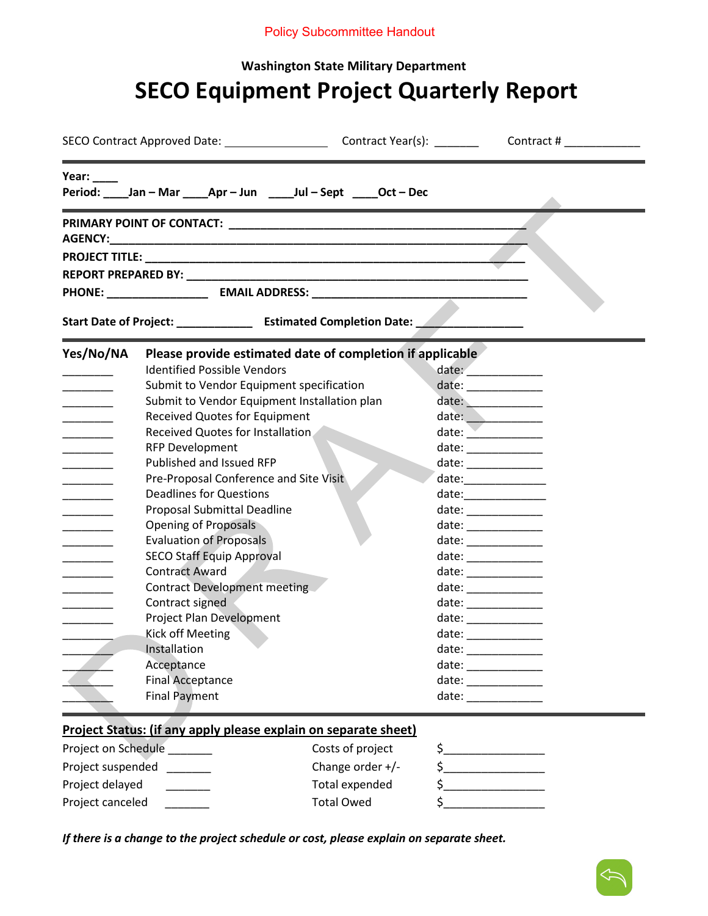Policy Subcommittee Handout

**Washington State Military Department**

# SECO Equipment Project Quarterly Report

SECO Contract Approved Date: ________________ Contract Year(s): _______ Contract # ____________

**Year: ____**
**Period: ____Jan – Mar ____Apr – Jun ____Jul – Sept ____Oct – Dec**

**PRIMARY POINT OF CONTACT: ______________________________________________**
**AGENCY:____________________________________________________________**
**PROJECT TITLE: _______________________________________________________**
**REPORT PREPARED BY: __________________________________________________**
**PHONE: ________________ EMAIL ADDRESS: __________________________________**

**Start Date of Project: ____________ Estimated Completion Date: ________________**

| **Yes/No/NA** | **Please provide estimated date of completion if applicable** | |
|---|---|---|
| ________ | Identified Possible Vendors | date: ____________ |
| ________ | Submit to Vendor Equipment specification | date: ____________ |
| ________ | Submit to Vendor Equipment Installation plan | date: ____________ |
| ________ | Received Quotes for Equipment | date: ____________ |
| ________ | Received Quotes for Installation | date: ____________ |
| ________ | RFP Development | date: ____________ |
| ________ | Published and Issued RFP | date: ____________ |
| ________ | Pre-Proposal Conference and Site Visit | date:____________ |
| ________ | Deadlines for Questions | date:____________ |
| ________ | Proposal Submittal Deadline | date: ____________ |
| ________ | Opening of Proposals | date: ____________ |
| ________ | Evaluation of Proposals | date: ____________ |
| ________ | SECO Staff Equip Approval | date: ____________ |
| ________ | Contract Award | date: ____________ |
| ________ | Contract Development meeting | date: ____________ |
| ________ | Contract signed | date: ____________ |
| ________ | Project Plan Development | date: ____________ |
| ________ | Kick off Meeting | date: ____________ |
| ________ | Installation | date: ____________ |
| ________ | Acceptance | date: ____________ |
| ________ | Final Acceptance | date: ____________ |
| ________ | Final Payment | date: ____________ |

**Project Status: (if any apply please explain on separate sheet)**

| | | | |
|---|---|---|---|
| Project on Schedule | _______ | Costs of project | $________________ |
| Project suspended | _______ | Change order +/- | $________________ |
| Project delayed | _______ | Total expended | $________________ |
| Project canceled | _______ | Total Owed | $________________ |

***If there is a change to the project schedule or cost, please explain on separate sheet.***

DRAFT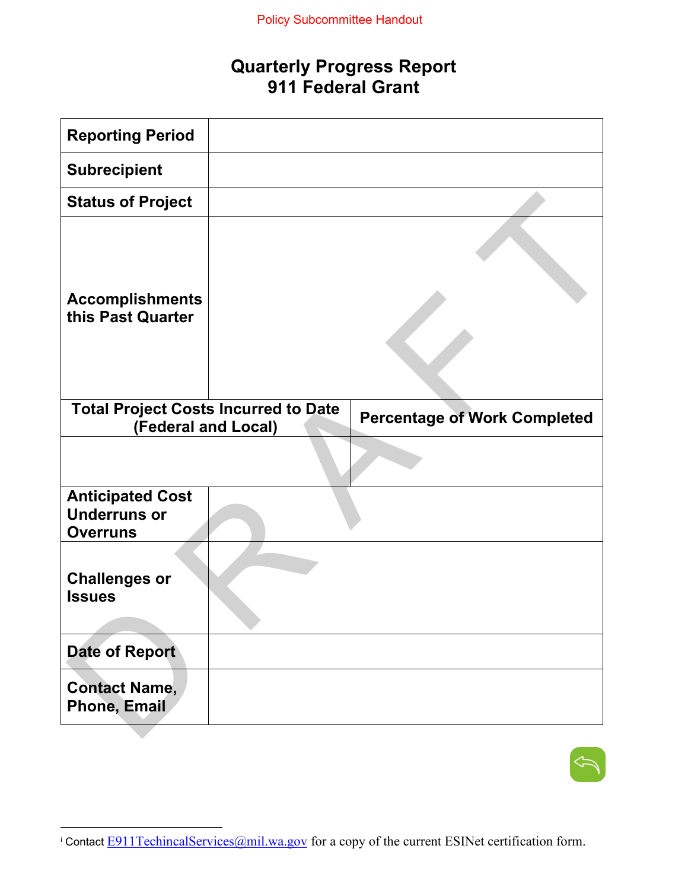Policy Subcommittee Handout

# Quarterly Progress Report
# 911 Federal Grant

| Reporting Period | |
|---|---|
| Subrecipient | |
| Status of Project | |
| Accomplishments this Past Quarter | |
| Total Project Costs Incurred to Date (Federal and Local) | Percentage of Work Completed |
| | |
| Anticipated Cost Underruns or Overruns | |
| Challenges or Issues | |
| Date of Report | |
| Contact Name, Phone, Email | |

DRAFT

---

[i] Contact E911TechincalServices@mil.wa.gov for a copy of the current ESINet certification form.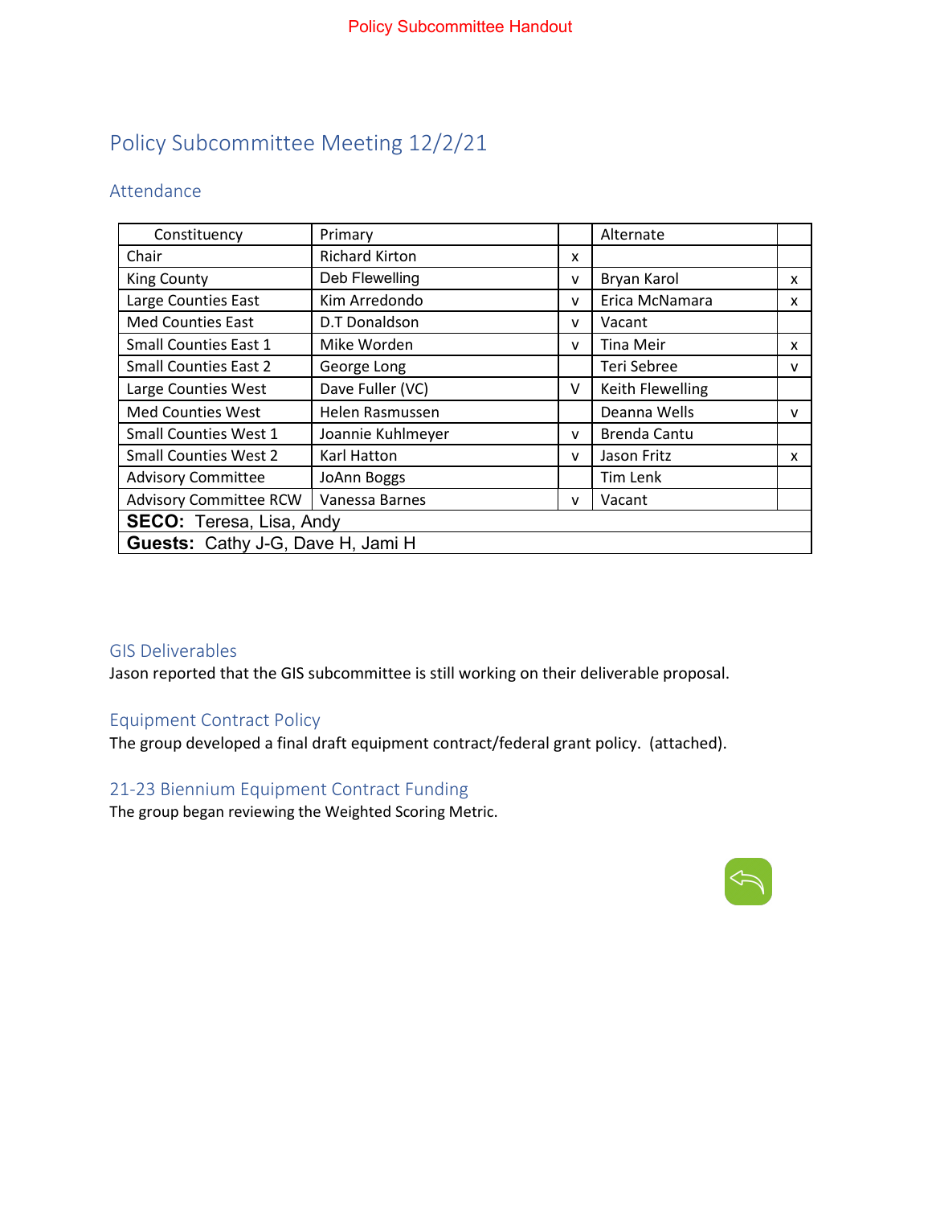Policy Subcommittee Handout

# Policy Subcommittee Meeting 12/2/21

## Attendance

| Constituency | Primary | | Alternate | |
|---|---|---|---|---|
| Chair | Richard Kirton | x | | |
| King County | Deb Flewelling | v | Bryan Karol | x |
| Large Counties East | Kim Arredondo | v | Erica McNamara | x |
| Med Counties East | D.T Donaldson | v | Vacant | |
| Small Counties East 1 | Mike Worden | v | Tina Meir | x |
| Small Counties East 2 | George Long | | Teri Sebree | v |
| Large Counties West | Dave Fuller (VC) | V | Keith Flewelling | |
| Med Counties West | Helen Rasmussen | | Deanna Wells | v |
| Small Counties West 1 | Joannie Kuhlmeyer | v | Brenda Cantu | |
| Small Counties West 2 | Karl Hatton | v | Jason Fritz | x |
| Advisory Committee | JoAnn Boggs | | Tim Lenk | |
| Advisory Committee RCW | Vanessa Barnes | v | Vacant | |
| **SECO:** Teresa, Lisa, Andy | | | | |
| **Guests:** Cathy J-G, Dave H, Jami H | | | | |

## GIS Deliverables

Jason reported that the GIS subcommittee is still working on their deliverable proposal.

## Equipment Contract Policy

The group developed a final draft equipment contract/federal grant policy. (attached).

## 21-23 Biennium Equipment Contract Funding

The group began reviewing the Weighted Scoring Metric.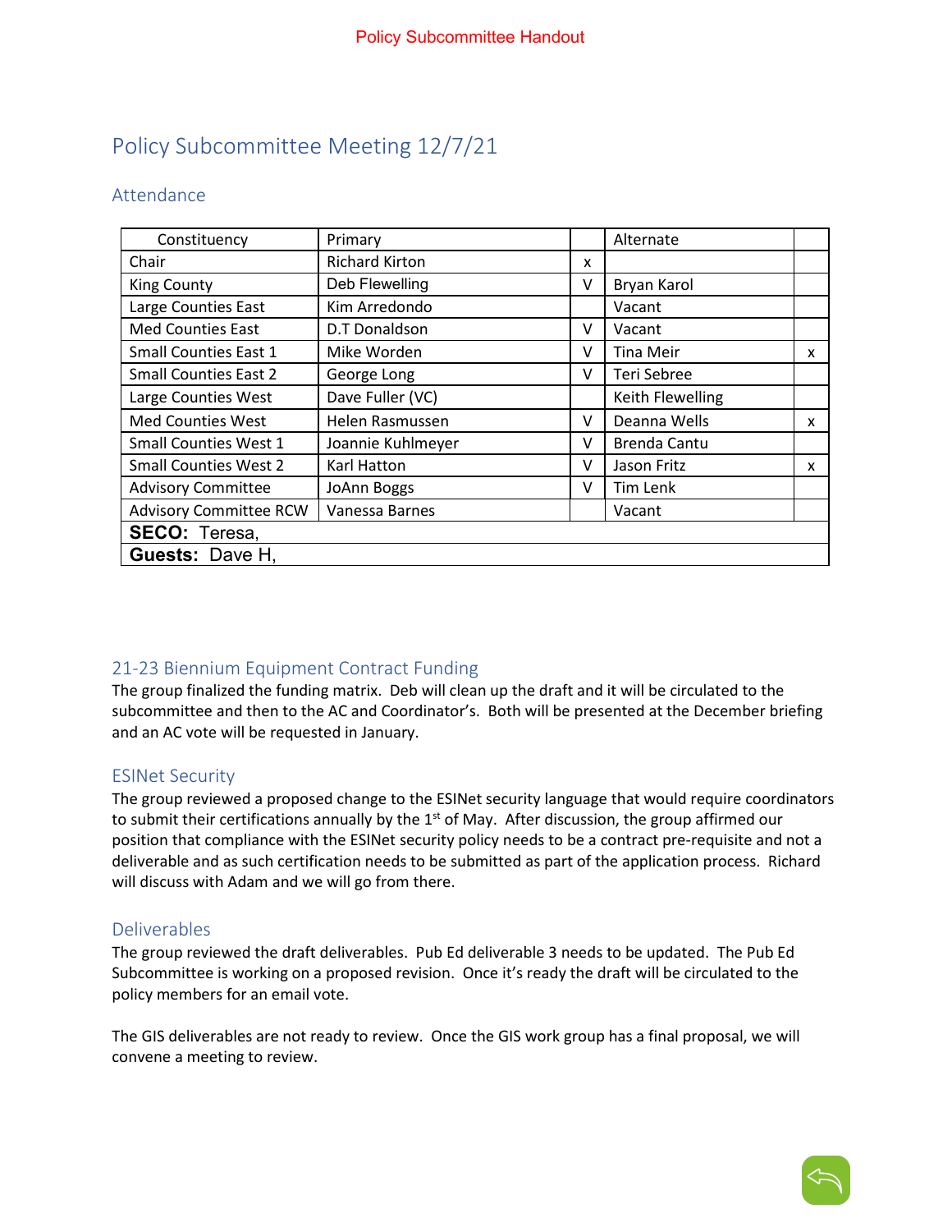Policy Subcommittee Handout

# Policy Subcommittee Meeting 12/7/21

## Attendance

| Constituency | Primary | | Alternate | |
|---|---|---|---|---|
| Chair | Richard Kirton | x | | |
| King County | Deb Flewelling | V | Bryan Karol | |
| Large Counties East | Kim Arredondo | | Vacant | |
| Med Counties East | D.T Donaldson | V | Vacant | |
| Small Counties East 1 | Mike Worden | V | Tina Meir | x |
| Small Counties East 2 | George Long | V | Teri Sebree | |
| Large Counties West | Dave Fuller (VC) | | Keith Flewelling | |
| Med Counties West | Helen Rasmussen | V | Deanna Wells | x |
| Small Counties West 1 | Joannie Kuhlmeyer | V | Brenda Cantu | |
| Small Counties West 2 | Karl Hatton | V | Jason Fritz | x |
| Advisory Committee | JoAnn Boggs | V | Tim Lenk | |
| Advisory Committee RCW | Vanessa Barnes | | Vacant | |
| **SECO:** Teresa, | | | | |
| **Guests:** Dave H, | | | | |

## 21-23 Biennium Equipment Contract Funding

The group finalized the funding matrix. Deb will clean up the draft and it will be circulated to the subcommittee and then to the AC and Coordinator's. Both will be presented at the December briefing and an AC vote will be requested in January.

## ESINet Security

The group reviewed a proposed change to the ESINet security language that would require coordinators to submit their certifications annually by the 1st of May. After discussion, the group affirmed our position that compliance with the ESINet security policy needs to be a contract pre-requisite and not a deliverable and as such certification needs to be submitted as part of the application process. Richard will discuss with Adam and we will go from there.

## Deliverables

The group reviewed the draft deliverables. Pub Ed deliverable 3 needs to be updated. The Pub Ed Subcommittee is working on a proposed revision. Once it's ready the draft will be circulated to the policy members for an email vote.

The GIS deliverables are not ready to review. Once the GIS work group has a final proposal, we will convene a meeting to review.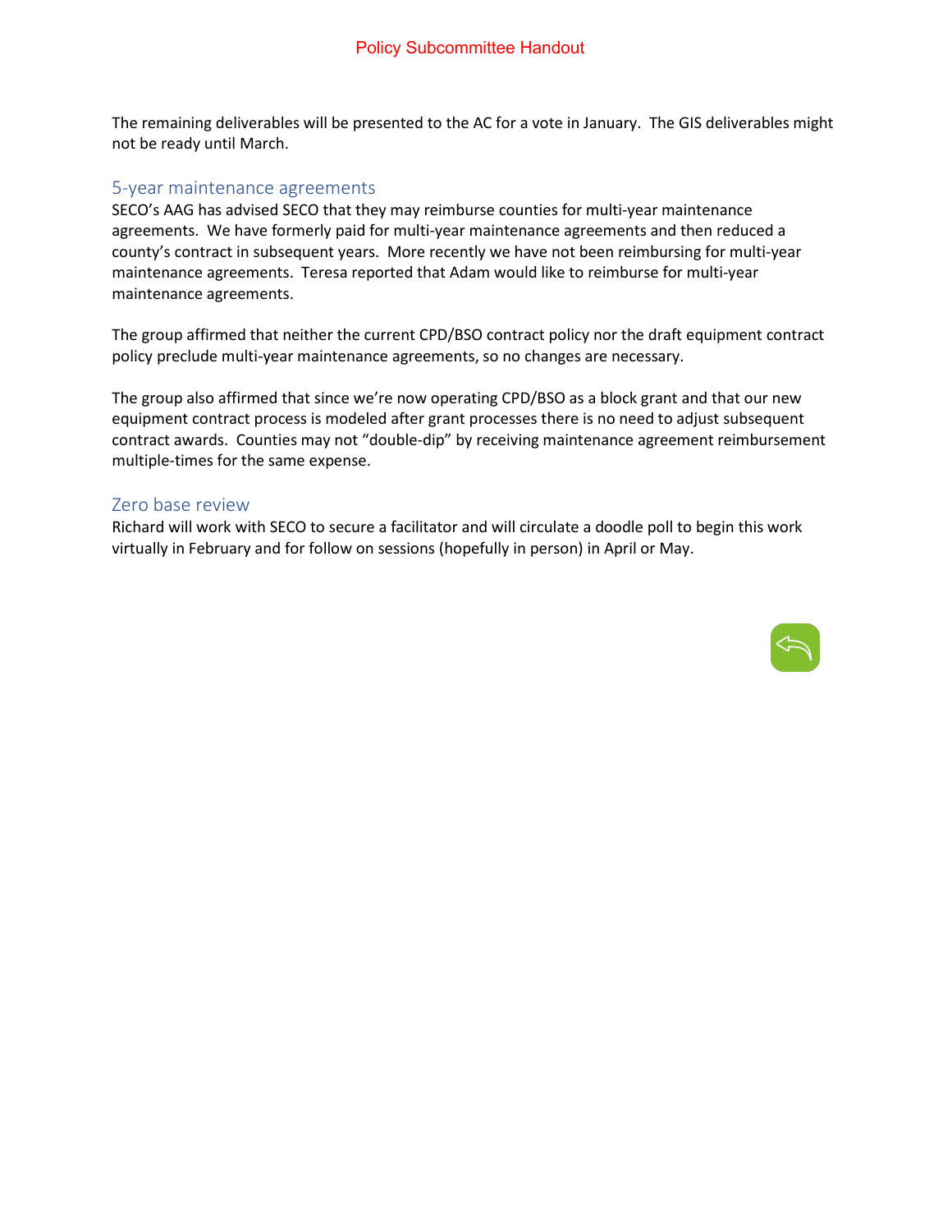The remaining deliverables will be presented to the AC for a vote in January. The GIS deliverables might not be ready until March.

## 5-year maintenance agreements

SECO's AAG has advised SECO that they may reimburse counties for multi-year maintenance agreements. We have formerly paid for multi-year maintenance agreements and then reduced a county's contract in subsequent years. More recently we have not been reimbursing for multi-year maintenance agreements. Teresa reported that Adam would like to reimburse for multi-year maintenance agreements.

The group affirmed that neither the current CPD/BSO contract policy nor the draft equipment contract policy preclude multi-year maintenance agreements, so no changes are necessary.

The group also affirmed that since we're now operating CPD/BSO as a block grant and that our new equipment contract process is modeled after grant processes there is no need to adjust subsequent contract awards. Counties may not "double-dip" by receiving maintenance agreement reimbursement multiple-times for the same expense.

## Zero base review

Richard will work with SECO to secure a facilitator and will circulate a doodle poll to begin this work virtually in February and for follow on sessions (hopefully in person) in April or May.